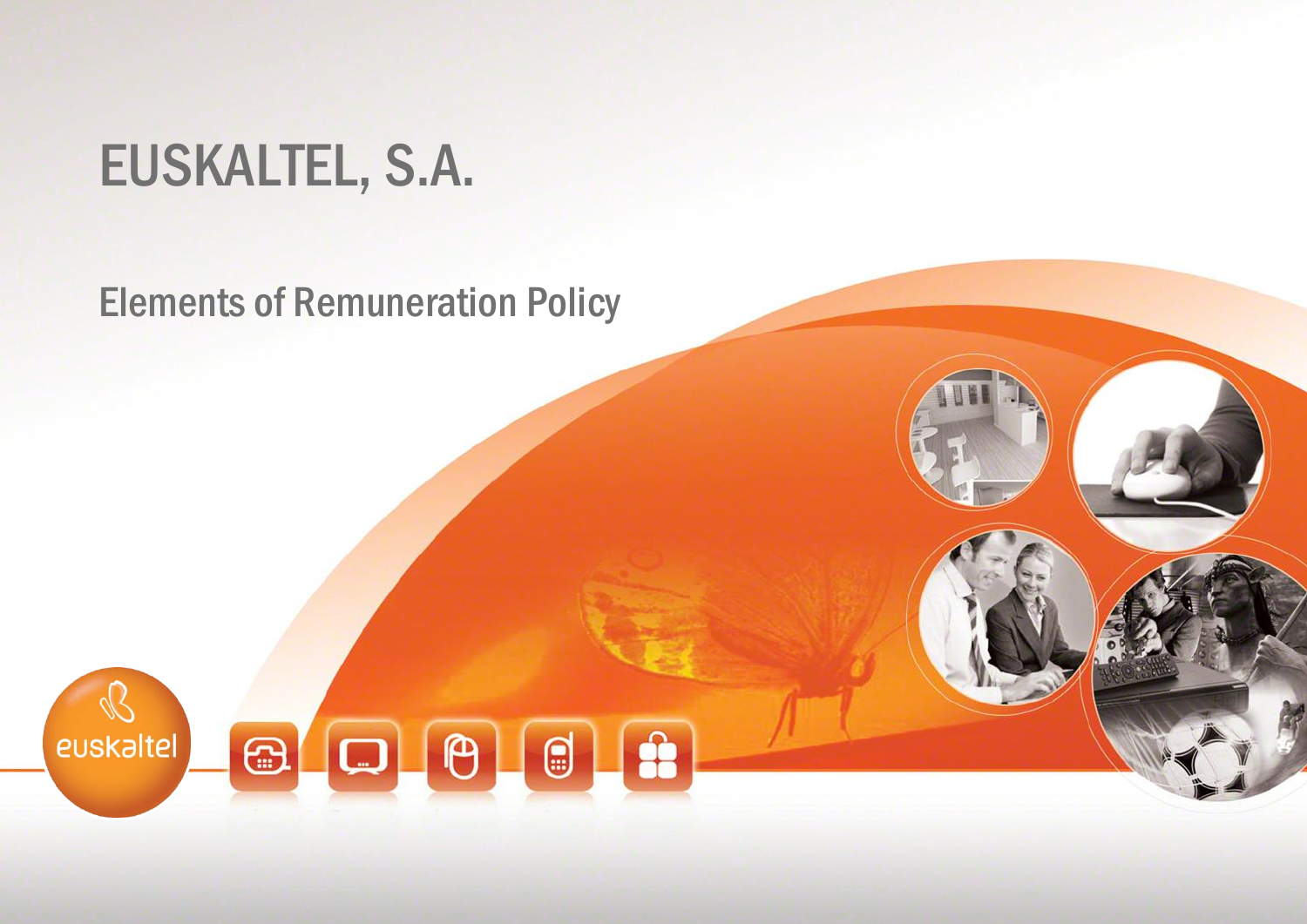# EUSKALTEL, S.A.

## Elements of Remuneration Policy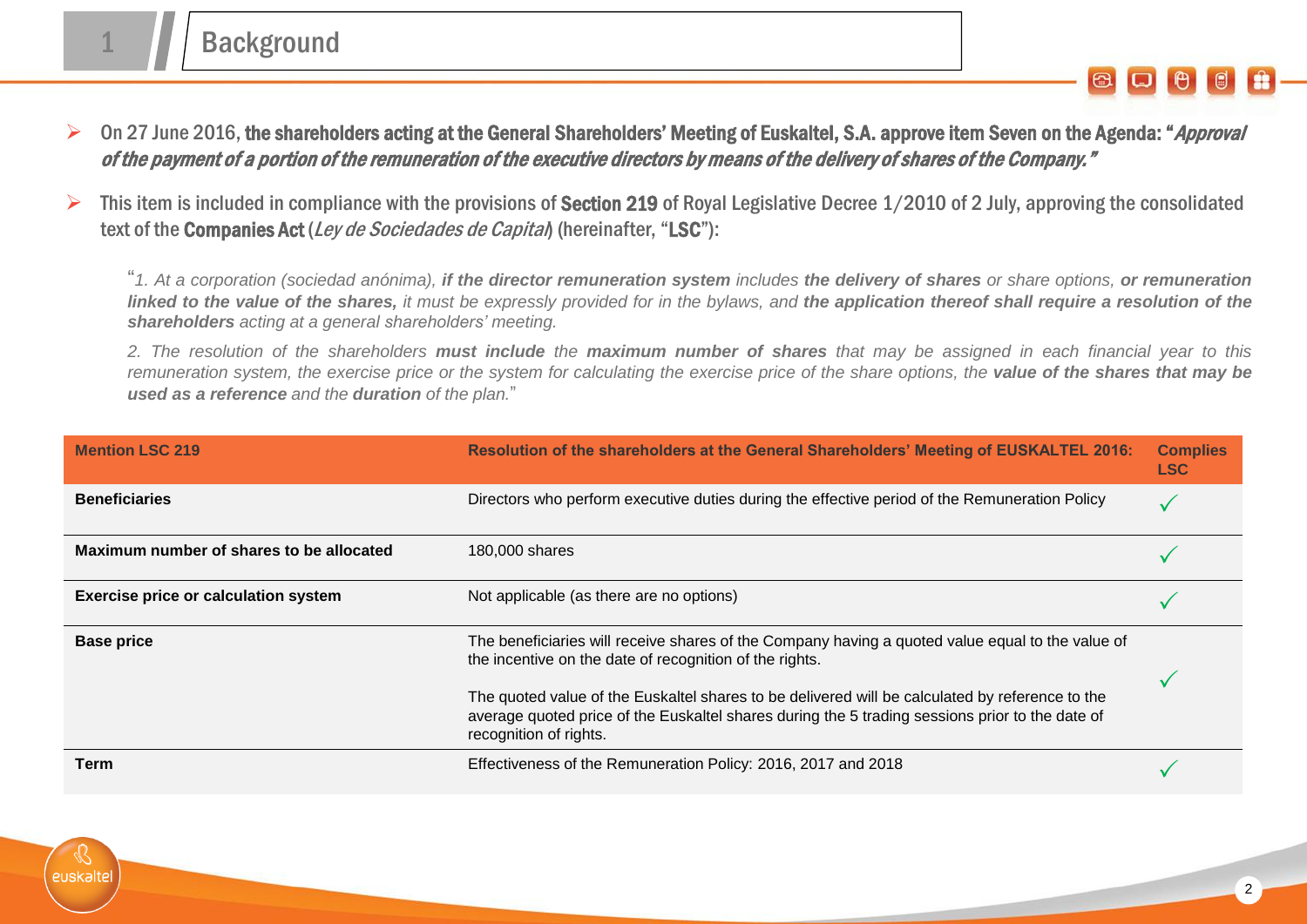# 1 Background

- On 27 June 2016, **the shareholders acting at the General Shareholders' Meeting of Euskaltel, S.A. approve item Seven on the Agenda: "*Approval of the payment of a portion of the remuneration of the executive directors by means of the delivery of shares of the Company.*"**

- This item is included in compliance with the provisions of **Section 219** of Royal Legislative Decree 1/2010 of 2 July, approving the consolidated text of the **Companies Act** (*Ley de Sociedades de Capital*) (hereinafter, "**LSC**"):

> "*1. At a corporation (sociedad anónima), **if the director remuneration system** includes **the delivery of shares** or share options, **or remuneration linked to the value of the shares,** it must be expressly provided for in the bylaws, and **the application thereof shall require a resolution of the shareholders** acting at a general shareholders' meeting.*
>
> *2. The resolution of the shareholders **must include** the **maximum number of shares** that may be assigned in each financial year to this remuneration system, the exercise price or the system for calculating the exercise price of the share options, the **value of the shares that may be used as a reference** and the **duration** of the plan.*"

| Mention LSC 219 | Resolution of the shareholders at the General Shareholders' Meeting of EUSKALTEL 2016: | Complies LSC |
|---|---|---|
| **Beneficiaries** | Directors who perform executive duties during the effective period of the Remuneration Policy | ✓ |
| **Maximum number of shares to be allocated** | 180,000 shares | ✓ |
| **Exercise price or calculation system** | Not applicable (as there are no options) | ✓ |
| **Base price** | The beneficiaries will receive shares of the Company having a quoted value equal to the value of the incentive on the date of recognition of the rights.<br><br>The quoted value of the Euskaltel shares to be delivered will be calculated by reference to the average quoted price of the Euskaltel shares during the 5 trading sessions prior to the date of recognition of rights. | ✓ |
| **Term** | Effectiveness of the Remuneration Policy: 2016, 2017 and 2018 | ✓ |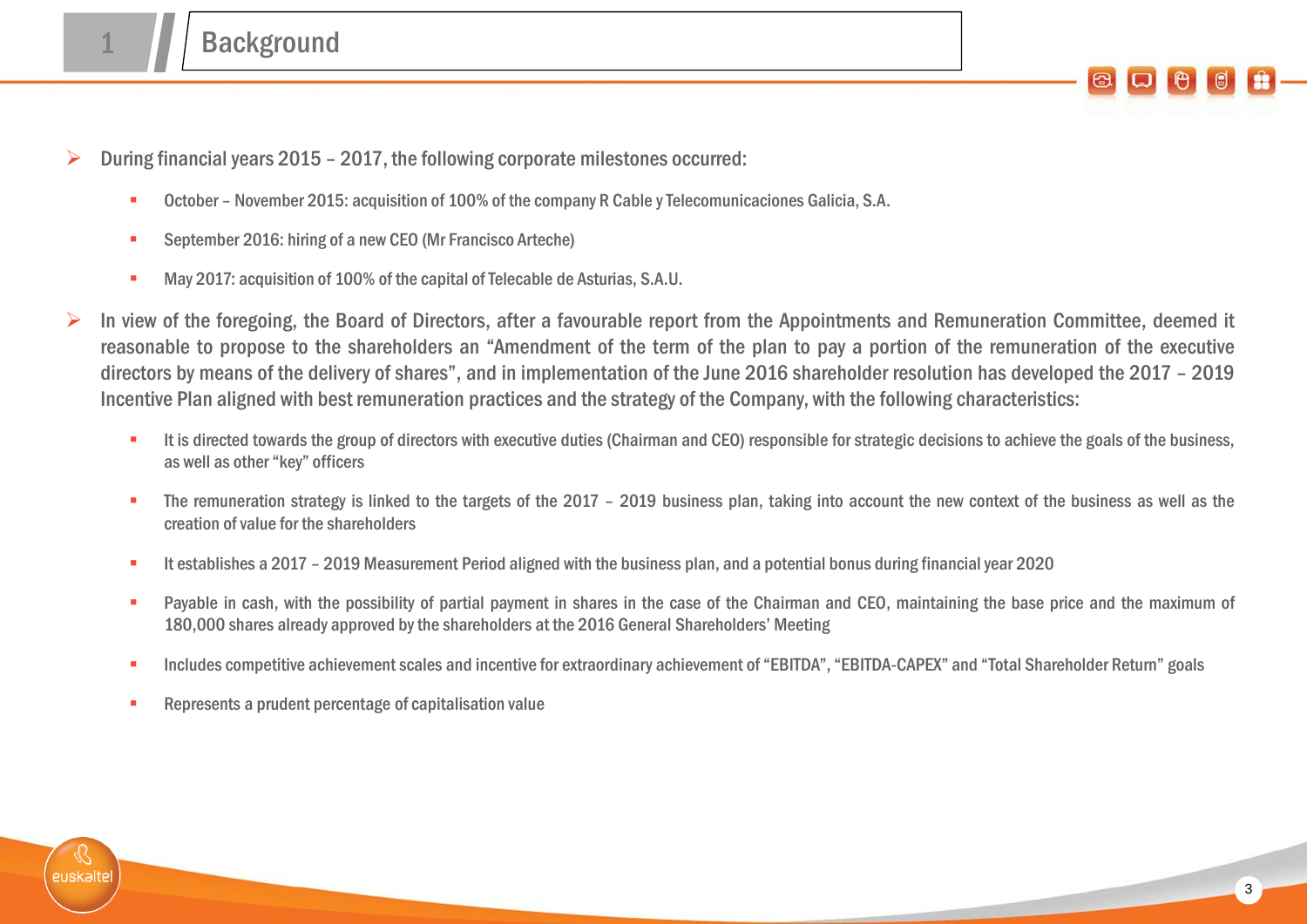# 1 Background

- During financial years 2015 – 2017, the following corporate milestones occurred:
  - October – November 2015: acquisition of 100% of the company R Cable y Telecomunicaciones Galicia, S.A.
  - September 2016: hiring of a new CEO (Mr Francisco Arteche)
  - May 2017: acquisition of 100% of the capital of Telecable de Asturias, S.A.U.
- In view of the foregoing, the Board of Directors, after a favourable report from the Appointments and Remuneration Committee, deemed it reasonable to propose to the shareholders an "Amendment of the term of the plan to pay a portion of the remuneration of the executive directors by means of the delivery of shares", and in implementation of the June 2016 shareholder resolution has developed the 2017 – 2019 Incentive Plan aligned with best remuneration practices and the strategy of the Company, with the following characteristics:
  - It is directed towards the group of directors with executive duties (Chairman and CEO) responsible for strategic decisions to achieve the goals of the business, as well as other "key" officers
  - The remuneration strategy is linked to the targets of the 2017 – 2019 business plan, taking into account the new context of the business as well as the creation of value for the shareholders
  - It establishes a 2017 – 2019 Measurement Period aligned with the business plan, and a potential bonus during financial year 2020
  - Payable in cash, with the possibility of partial payment in shares in the case of the Chairman and CEO, maintaining the base price and the maximum of 180,000 shares already approved by the shareholders at the 2016 General Shareholders' Meeting
  - Includes competitive achievement scales and incentive for extraordinary achievement of "EBITDA", "EBITDA-CAPEX" and "Total Shareholder Return" goals
  - Represents a prudent percentage of capitalisation value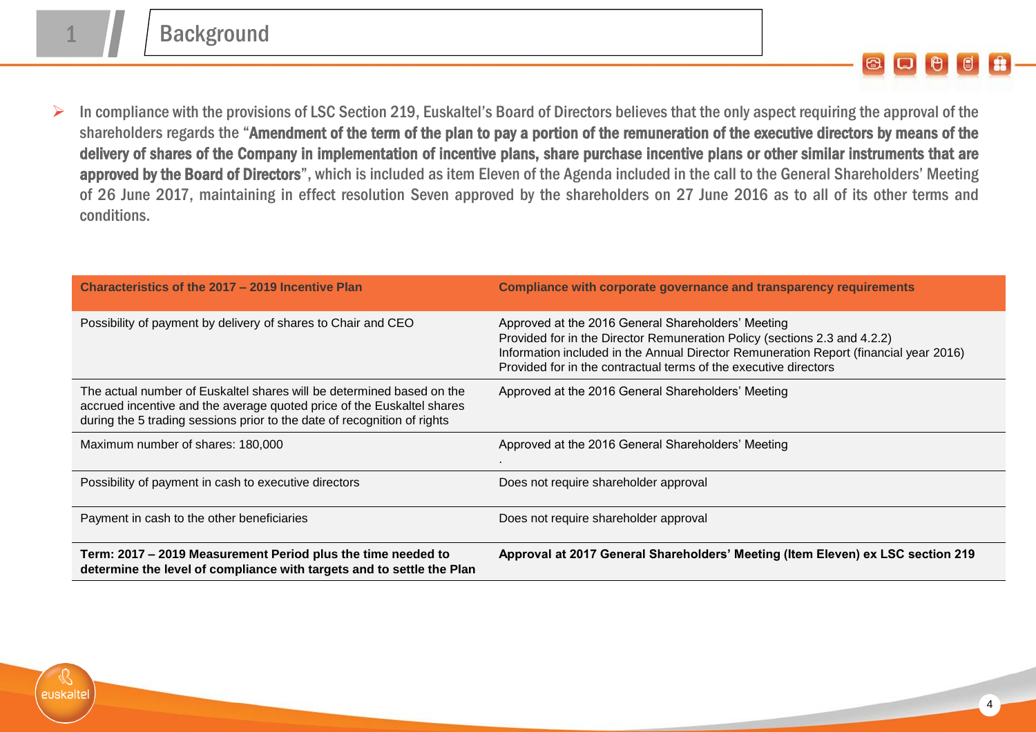# 1 Background

- In compliance with the provisions of LSC Section 219, Euskaltel's Board of Directors believes that the only aspect requiring the approval of the shareholders regards the "**Amendment of the term of the plan to pay a portion of the remuneration of the executive directors by means of the delivery of shares of the Company in implementation of incentive plans, share purchase incentive plans or other similar instruments that are approved by the Board of Directors**", which is included as item Eleven of the Agenda included in the call to the General Shareholders' Meeting of 26 June 2017, maintaining in effect resolution Seven approved by the shareholders on 27 June 2016 as to all of its other terms and conditions.

| Characteristics of the 2017 – 2019 Incentive Plan | Compliance with corporate governance and transparency requirements |
| --- | --- |
| Possibility of payment by delivery of shares to Chair and CEO | Approved at the 2016 General Shareholders' Meeting<br>Provided for in the Director Remuneration Policy (sections 2.3 and 4.2.2)<br>Information included in the Annual Director Remuneration Report (financial year 2016)<br>Provided for in the contractual terms of the executive directors |
| The actual number of Euskaltel shares will be determined based on the accrued incentive and the average quoted price of the Euskaltel shares during the 5 trading sessions prior to the date of recognition of rights | Approved at the 2016 General Shareholders' Meeting |
| Maximum number of shares: 180,000 | Approved at the 2016 General Shareholders' Meeting |
| Possibility of payment in cash to executive directors | Does not require shareholder approval |
| Payment in cash to the other beneficiaries | Does not require shareholder approval |
| **Term: 2017 – 2019 Measurement Period plus the time needed to determine the level of compliance with targets and to settle the Plan** | **Approval at 2017 General Shareholders' Meeting (Item Eleven) ex LSC section 219** |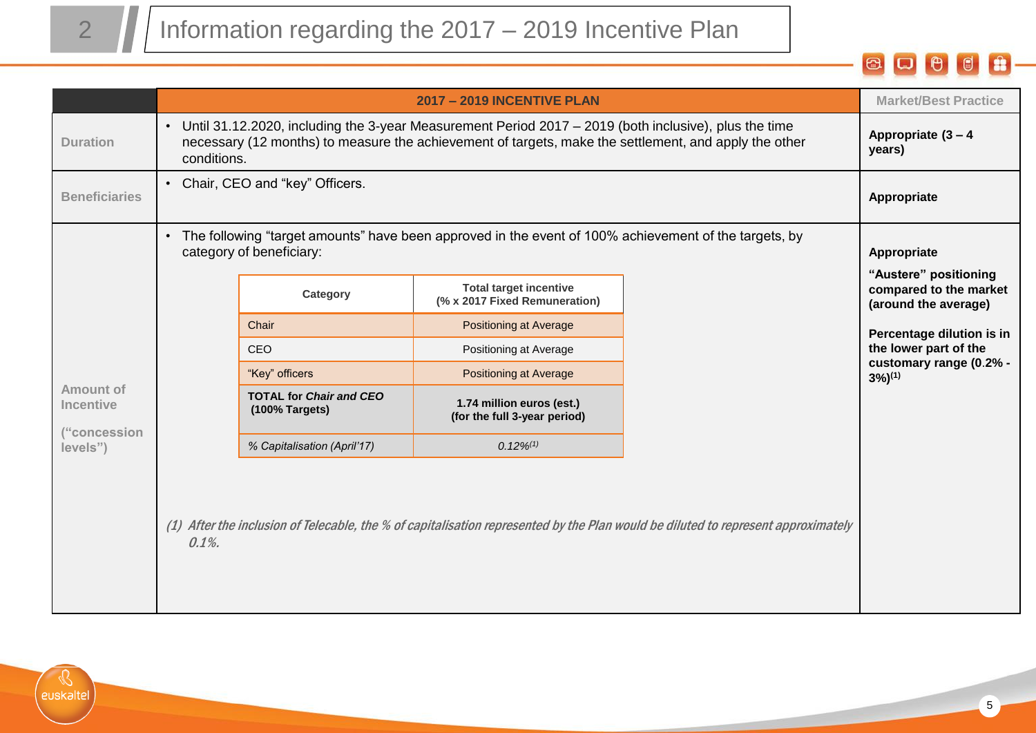## 2 Information regarding the 2017 – 2019 Incentive Plan

| | 2017 – 2019 INCENTIVE PLAN | Market/Best Practice |
|---|---|---|
| Duration | • Until 31.12.2020, including the 3-year Measurement Period 2017 – 2019 (both inclusive), plus the time necessary (12 months) to measure the achievement of targets, make the settlement, and apply the other conditions. | **Appropriate (3 – 4 years)** |
| Beneficiaries | • Chair, CEO and "key" Officers. | **Appropriate** |
| Amount of Incentive ("concession levels") | • The following "target amounts" have been approved in the event of 100% achievement of the targets, by category of beneficiary: (see table below) | **Appropriate**<br>**"Austere" positioning compared to the market (around the average)**<br>**Percentage dilution is in the lower part of the customary range (0.2% - 3%)(1)** |

| Category | Total target incentive (% x 2017 Fixed Remuneration) |
|---|---|
| Chair | Positioning at Average |
| CEO | Positioning at Average |
| "Key" officers | Positioning at Average |
| **TOTAL for *Chair and CEO* (100% Targets)** | **1.74 million euros (est.) (for the full 3-year period)** |
| *% Capitalisation (April'17)* | *0.12%(1)* |

*(1) After the inclusion of Telecable, the % of capitalisation represented by the Plan would be diluted to represent approximately 0.1%.*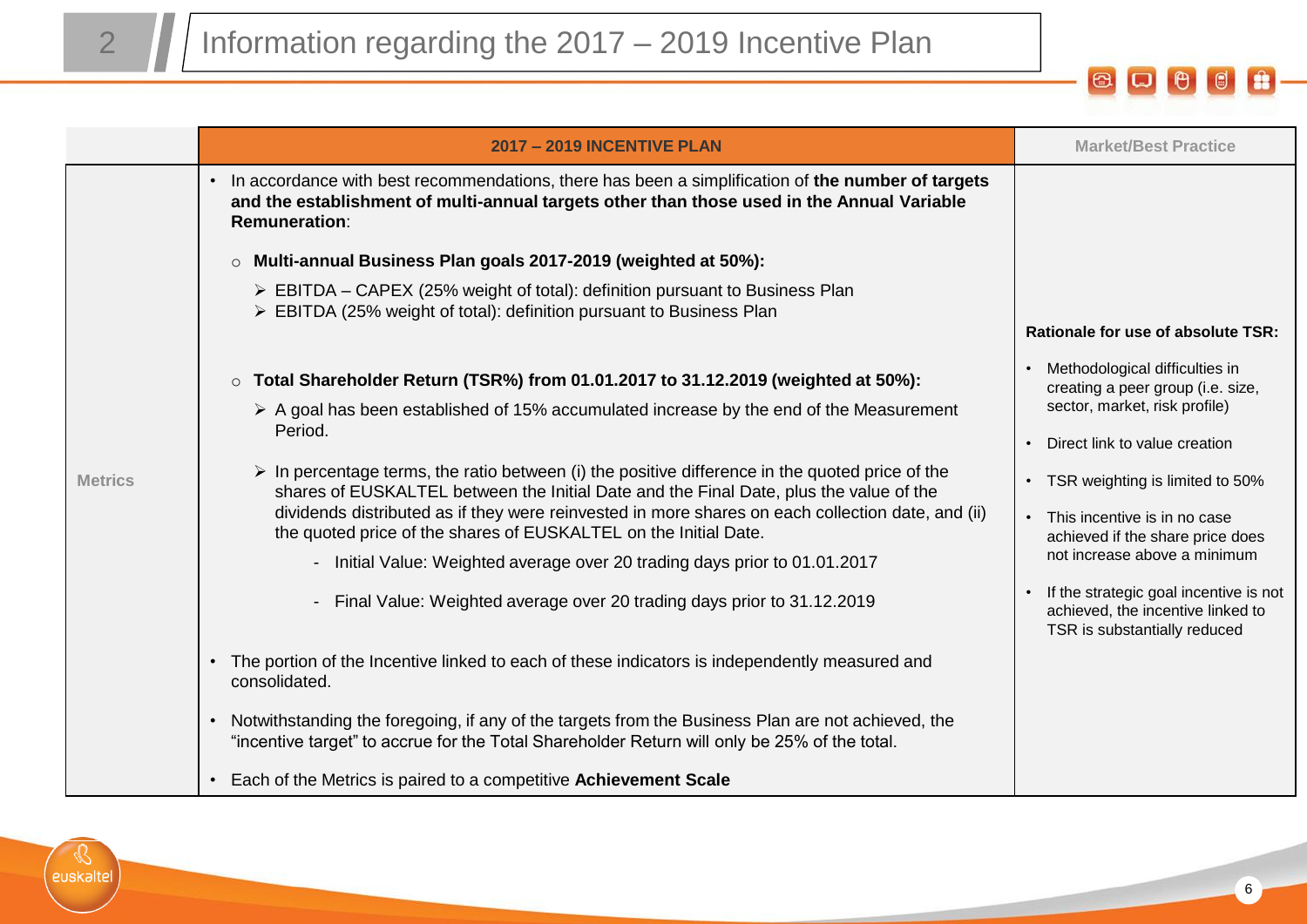## 2 Information regarding the 2017 – 2019 Incentive Plan

| | 2017 – 2019 INCENTIVE PLAN | Market/Best Practice |
|---|---|---|
| Metrics | • In accordance with best recommendations, there has been a simplification of **the number of targets and the establishment of multi-annual targets other than those used in the Annual Variable Remuneration**:<br><br>○ **Multi-annual Business Plan goals 2017-2019 (weighted at 50%):**<br>➢ EBITDA – CAPEX (25% weight of total): definition pursuant to Business Plan<br>➢ EBITDA (25% weight of total): definition pursuant to Business Plan<br><br>○ **Total Shareholder Return (TSR%) from 01.01.2017 to 31.12.2019 (weighted at 50%):**<br>➢ A goal has been established of 15% accumulated increase by the end of the Measurement Period.<br>➢ In percentage terms, the ratio between (i) the positive difference in the quoted price of the shares of EUSKALTEL between the Initial Date and the Final Date, plus the value of the dividends distributed as if they were reinvested in more shares on each collection date, and (ii) the quoted price of the shares of EUSKALTEL on the Initial Date.<br>- Initial Value: Weighted average over 20 trading days prior to 01.01.2017<br>- Final Value: Weighted average over 20 trading days prior to 31.12.2019<br><br>• The portion of the Incentive linked to each of these indicators is independently measured and consolidated.<br><br>• Notwithstanding the foregoing, if any of the targets from the Business Plan are not achieved, the "incentive target" to accrue for the Total Shareholder Return will only be 25% of the total.<br><br>• Each of the Metrics is paired to a competitive **Achievement Scale** | **Rationale for use of absolute TSR:**<br><br>• Methodological difficulties in creating a peer group (i.e. size, sector, market, risk profile)<br><br>• Direct link to value creation<br><br>• TSR weighting is limited to 50%<br><br>• This incentive is in no case achieved if the share price does not increase above a minimum<br><br>• If the strategic goal incentive is not achieved, the incentive linked to TSR is substantially reduced |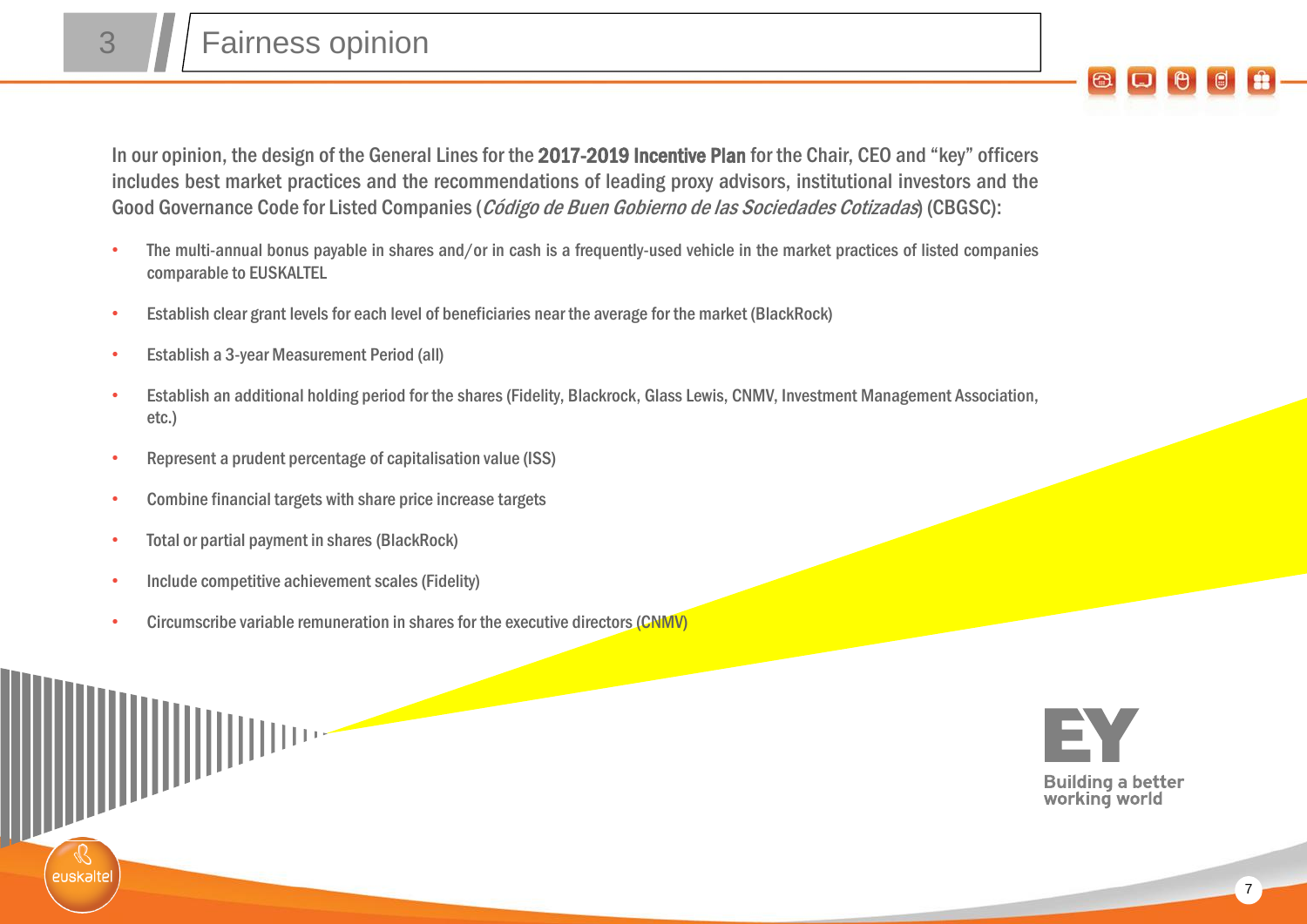# 3 Fairness opinion

In our opinion, the design of the General Lines for the **2017-2019 Incentive Plan** for the Chair, CEO and "key" officers includes best market practices and the recommendations of leading proxy advisors, institutional investors and the Good Governance Code for Listed Companies (*Código de Buen Gobierno de las Sociedades Cotizadas*) (CBGSC):

- The multi-annual bonus payable in shares and/or in cash is a frequently-used vehicle in the market practices of listed companies comparable to EUSKALTEL
- Establish clear grant levels for each level of beneficiaries near the average for the market (BlackRock)
- Establish a 3-year Measurement Period (all)
- Establish an additional holding period for the shares (Fidelity, Blackrock, Glass Lewis, CNMV, Investment Management Association, etc.)
- Represent a prudent percentage of capitalisation value (ISS)
- Combine financial targets with share price increase targets
- Total or partial payment in shares (BlackRock)
- Include competitive achievement scales (Fidelity)
- Circumscribe variable remuneration in shares for the executive directors (CNMV)

EY
Building a better working world